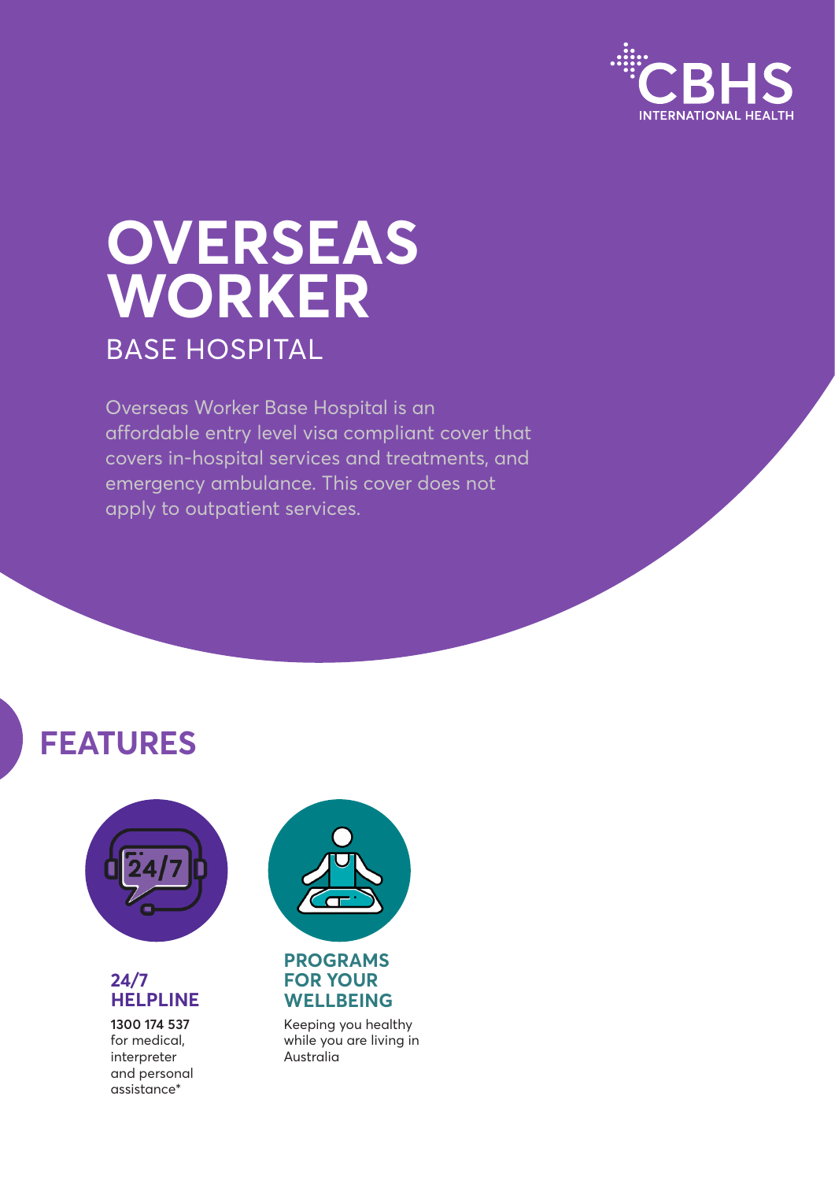CBHS INTERNATIONAL HEALTH

# OVERSEAS WORKER

## BASE HOSPITAL

Overseas Worker Base Hospital is an affordable entry level visa compliant cover that covers in-hospital services and treatments, and emergency ambulance. This cover does not apply to outpatient services.

## FEATURES

### 24/7 HELPLINE

**1300 174 537** for medical, interpreter and personal assistance*

### PROGRAMS FOR YOUR WELLBEING

Keeping you healthy while you are living in Australia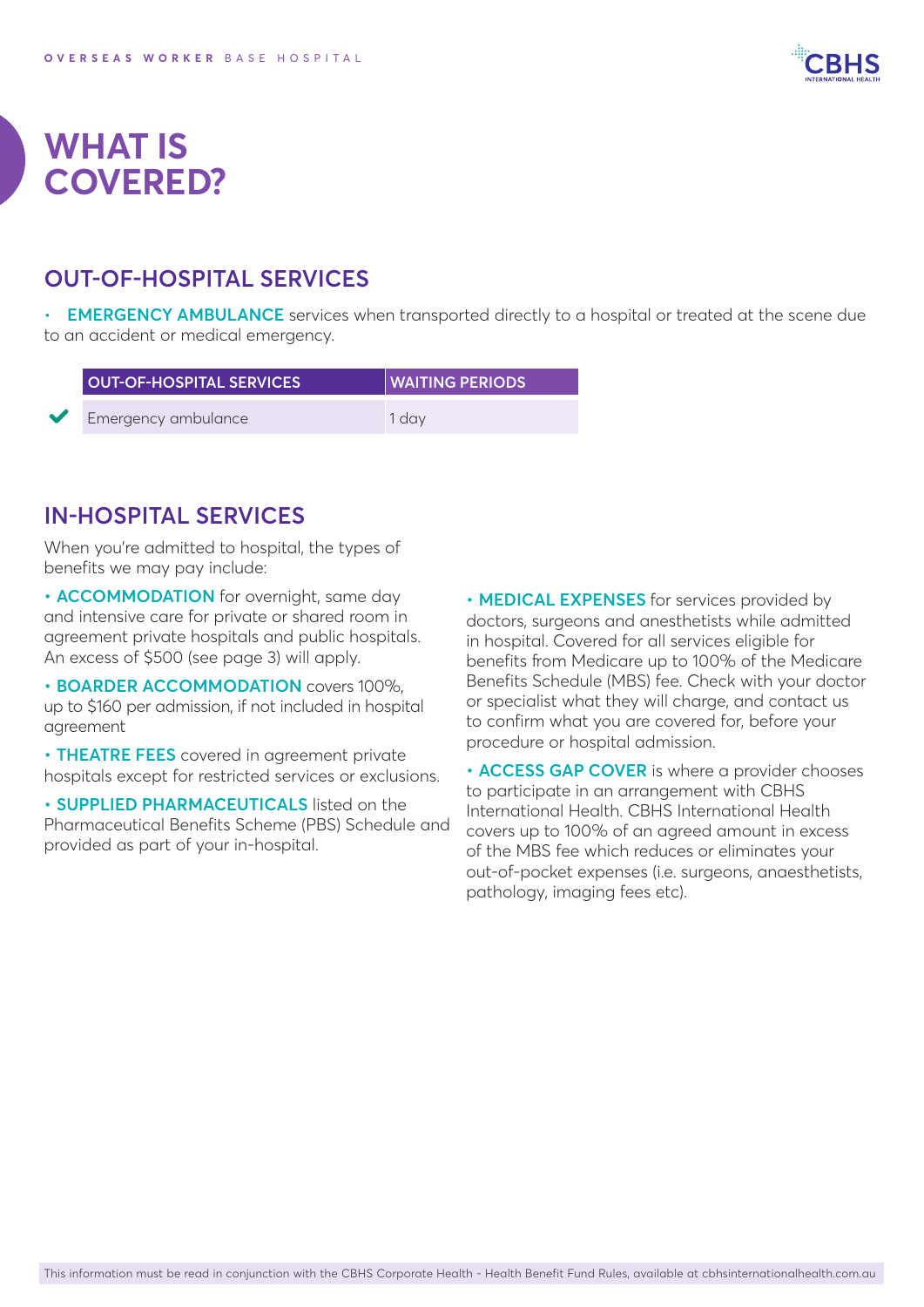# WHAT IS COVERED?

## OUT-OF-HOSPITAL SERVICES

- **EMERGENCY AMBULANCE** services when transported directly to a hospital or treated at the scene due to an accident or medical emergency.

| | OUT-OF-HOSPITAL SERVICES | WAITING PERIODS |
|---|---|---|
| ✔ | Emergency ambulance | 1 day |

## IN-HOSPITAL SERVICES

When you're admitted to hospital, the types of benefits we may pay include:

- **ACCOMMODATION** for overnight, same day and intensive care for private or shared room in agreement private hospitals and public hospitals. An excess of $500 (see page 3) will apply.
- **BOARDER ACCOMMODATION** covers 100%, up to $160 per admission, if not included in hospital agreement
- **THEATRE FEES** covered in agreement private hospitals except for restricted services or exclusions.
- **SUPPLIED PHARMACEUTICALS** listed on the Pharmaceutical Benefits Scheme (PBS) Schedule and provided as part of your in-hospital.
- **MEDICAL EXPENSES** for services provided by doctors, surgeons and anesthetists while admitted in hospital. Covered for all services eligible for benefits from Medicare up to 100% of the Medicare Benefits Schedule (MBS) fee. Check with your doctor or specialist what they will charge, and contact us to confirm what you are covered for, before your procedure or hospital admission.
- **ACCESS GAP COVER** is where a provider chooses to participate in an arrangement with CBHS International Health. CBHS International Health covers up to 100% of an agreed amount in excess of the MBS fee which reduces or eliminates your out-of-pocket expenses (i.e. surgeons, anaesthetists, pathology, imaging fees etc).

This information must be read in conjunction with the CBHS Corporate Health - Health Benefit Fund Rules, available at cbhsinternationalhealth.com.au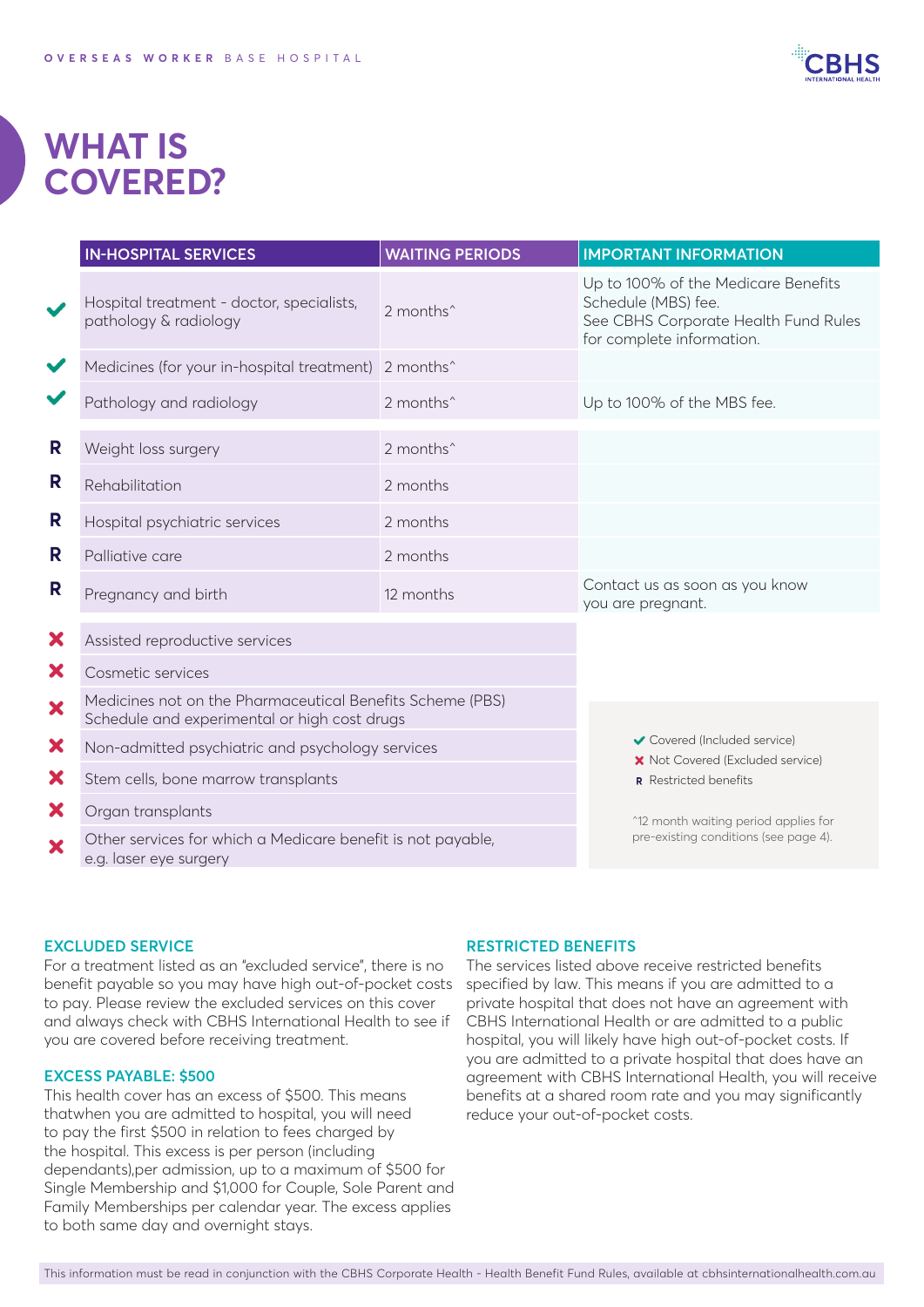# WHAT IS COVERED?

| | IN-HOSPITAL SERVICES | WAITING PERIODS | IMPORTANT INFORMATION |
|---|---|---|---|
| ✔ | Hospital treatment - doctor, specialists, pathology & radiology | 2 months^ | Up to 100% of the Medicare Benefits Schedule (MBS) fee. See CBHS Corporate Health Fund Rules for complete information. |
| ✔ | Medicines (for your in-hospital treatment) | 2 months^ | |
| ✔ | Pathology and radiology | 2 months^ | Up to 100% of the MBS fee. |
| R | Weight loss surgery | 2 months^ | |
| R | Rehabilitation | 2 months | |
| R | Hospital psychiatric services | 2 months | |
| R | Palliative care | 2 months | |
| R | Pregnancy and birth | 12 months | Contact us as soon as you know you are pregnant. |
| ✘ | Assisted reproductive services | | |
| ✘ | Cosmetic services | | |
| ✘ | Medicines not on the Pharmaceutical Benefits Scheme (PBS) Schedule and experimental or high cost drugs | | |
| ✘ | Non-admitted psychiatric and psychology services | | |
| ✘ | Stem cells, bone marrow transplants | | |
| ✘ | Organ transplants | | |
| ✘ | Other services for which a Medicare benefit is not payable, e.g. laser eye surgery | | |

✔ Covered (Included service)
✘ Not Covered (Excluded service)
R Restricted benefits

^12 month waiting period applies for pre-existing conditions (see page 4).

### EXCLUDED SERVICE

For a treatment listed as an "excluded service", there is no benefit payable so you may have high out-of-pocket costs to pay. Please review the excluded services on this cover and always check with CBHS International Health to see if you are covered before receiving treatment.

### EXCESS PAYABLE: $500

This health cover has an excess of $500. This means thatwhen you are admitted to hospital, you will need to pay the first $500 in relation to fees charged by the hospital. This excess is per person (including dependants),per admission, up to a maximum of $500 for Single Membership and $1,000 for Couple, Sole Parent and Family Memberships per calendar year. The excess applies to both same day and overnight stays.

### RESTRICTED BENEFITS

The services listed above receive restricted benefits specified by law. This means if you are admitted to a private hospital that does not have an agreement with CBHS International Health or are admitted to a public hospital, you will likely have high out-of-pocket costs. If you are admitted to a private hospital that does have an agreement with CBHS International Health, you will receive benefits at a shared room rate and you may significantly reduce your out-of-pocket costs.

This information must be read in conjunction with the CBHS Corporate Health - Health Benefit Fund Rules, available at cbhsinternationalhealth.com.au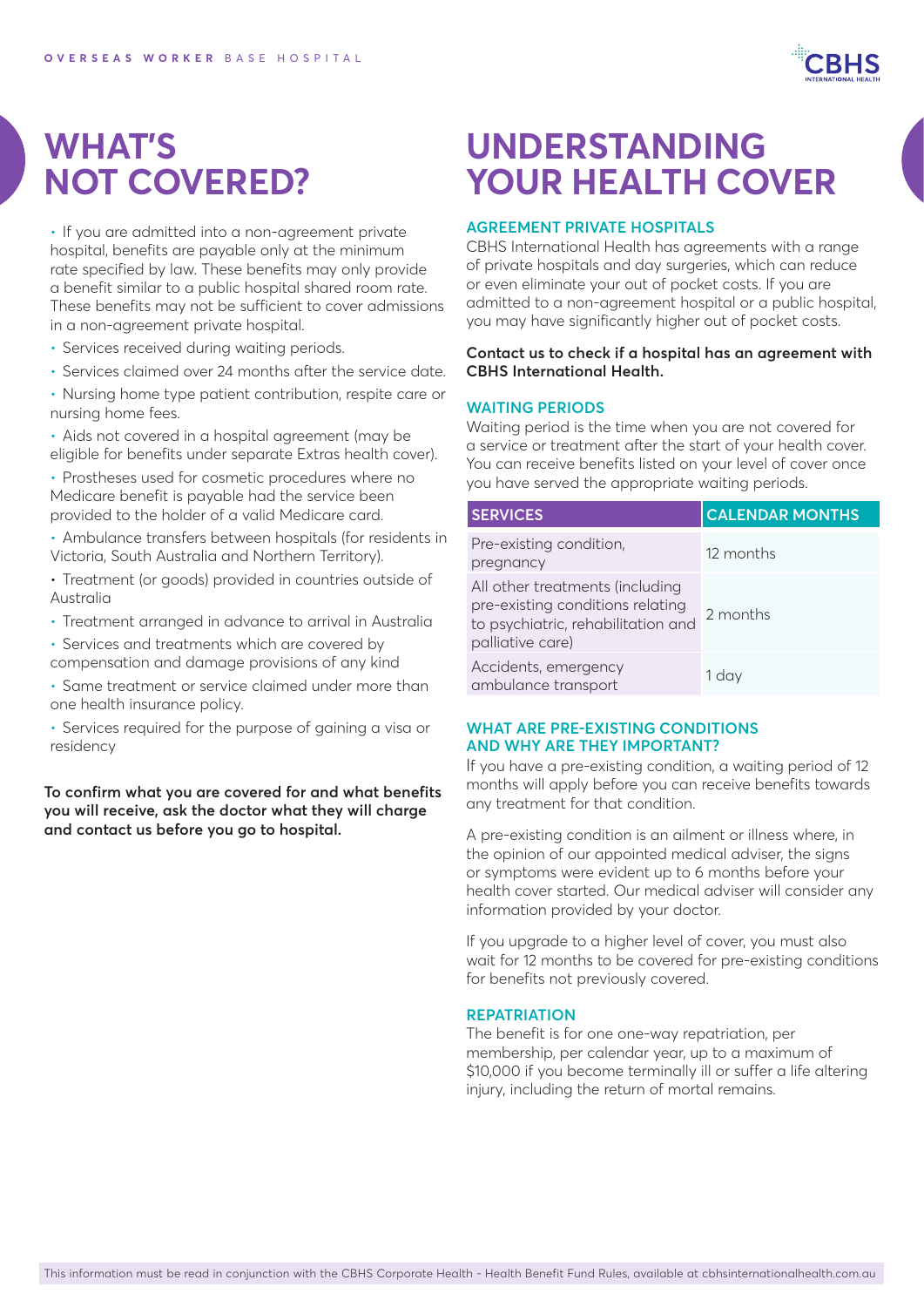# WHAT'S NOT COVERED?

- If you are admitted into a non-agreement private hospital, benefits are payable only at the minimum rate specified by law. These benefits may only provide a benefit similar to a public hospital shared room rate. These benefits may not be sufficient to cover admissions in a non-agreement private hospital.
- Services received during waiting periods.
- Services claimed over 24 months after the service date.
- Nursing home type patient contribution, respite care or nursing home fees.
- Aids not covered in a hospital agreement (may be eligible for benefits under separate Extras health cover).
- Prostheses used for cosmetic procedures where no Medicare benefit is payable had the service been provided to the holder of a valid Medicare card.
- Ambulance transfers between hospitals (for residents in Victoria, South Australia and Northern Territory).
- Treatment (or goods) provided in countries outside of Australia
- Treatment arranged in advance to arrival in Australia
- Services and treatments which are covered by compensation and damage provisions of any kind
- Same treatment or service claimed under more than one health insurance policy.
- Services required for the purpose of gaining a visa or residency

**To confirm what you are covered for and what benefits you will receive, ask the doctor what they will charge and contact us before you go to hospital.**

# UNDERSTANDING YOUR HEALTH COVER

### AGREEMENT PRIVATE HOSPITALS

CBHS International Health has agreements with a range of private hospitals and day surgeries, which can reduce or even eliminate your out of pocket costs. If you are admitted to a non-agreement hospital or a public hospital, you may have significantly higher out of pocket costs.

**Contact us to check if a hospital has an agreement with CBHS International Health.**

### WAITING PERIODS

Waiting period is the time when you are not covered for a service or treatment after the start of your health cover. You can receive benefits listed on your level of cover once you have served the appropriate waiting periods.

| SERVICES | CALENDAR MONTHS |
|---|---|
| Pre-existing condition, pregnancy | 12 months |
| All other treatments (including pre-existing conditions relating to psychiatric, rehabilitation and palliative care) | 2 months |
| Accidents, emergency ambulance transport | 1 day |

### WHAT ARE PRE-EXISTING CONDITIONS AND WHY ARE THEY IMPORTANT?

If you have a pre-existing condition, a waiting period of 12 months will apply before you can receive benefits towards any treatment for that condition.

A pre-existing condition is an ailment or illness where, in the opinion of our appointed medical adviser, the signs or symptoms were evident up to 6 months before your health cover started. Our medical adviser will consider any information provided by your doctor.

If you upgrade to a higher level of cover, you must also wait for 12 months to be covered for pre-existing conditions for benefits not previously covered.

### REPATRIATION

The benefit is for one one-way repatriation, per membership, per calendar year, up to a maximum of $10,000 if you become terminally ill or suffer a life altering injury, including the return of mortal remains.

This information must be read in conjunction with the CBHS Corporate Health - Health Benefit Fund Rules, available at cbhsinternationalhealth.com.au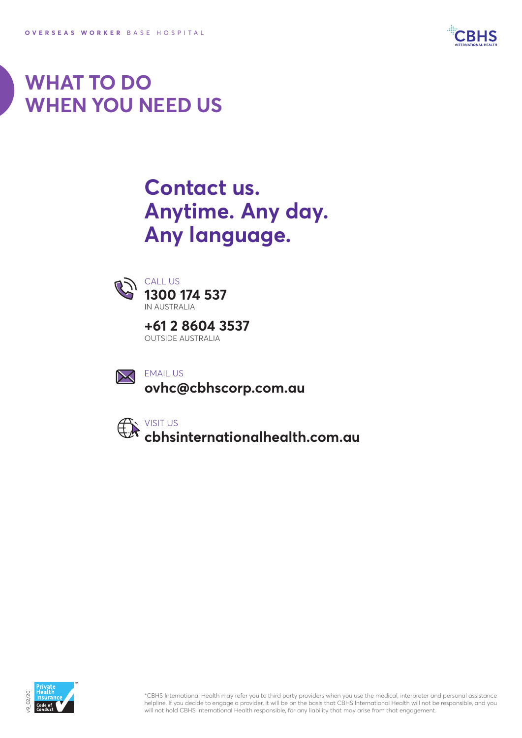# WHAT TO DO WHEN YOU NEED US

## Contact us. Anytime. Any day. Any language.

CALL US
**1300 174 537**
IN AUSTRALIA

**+61 2 8604 3537**
OUTSIDE AUSTRALIA

EMAIL US
**ovhc@cbhscorp.com.au**

VISIT US
**cbhsinternationalhealth.com.au**

v9_02/20

*CBHS International Health may refer you to third party providers when you use the medical, interpreter and personal assistance helpline. If you decide to engage a provider, it will be on the basis that CBHS International Health will not be responsible, and you will not hold CBHS International Health responsible, for any liability that may arise from that engagement.